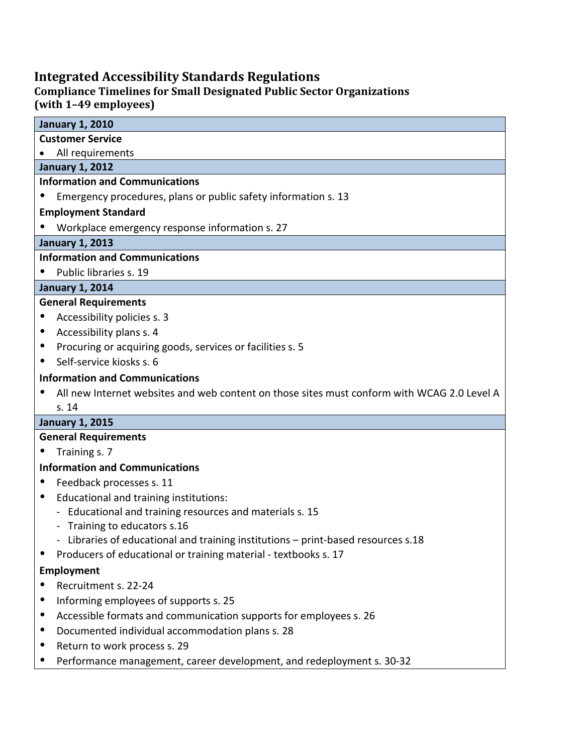# Integrated Accessibility Standards Regulations

## Compliance Timelines for Small Designated Public Sector Organizations (with 1–49 employees)

### January 1, 2010

**Customer Service**

- All requirements

### January 1, 2012

**Information and Communications**

- Emergency procedures, plans or public safety information s. 13

**Employment Standard**

- Workplace emergency response information s. 27

### January 1, 2013

**Information and Communications**

- Public libraries s. 19

### January 1, 2014

**General Requirements**

- Accessibility policies s. 3
- Accessibility plans s. 4
- Procuring or acquiring goods, services or facilities s. 5
- Self-service kiosks s. 6

**Information and Communications**

- All new Internet websites and web content on those sites must conform with WCAG 2.0 Level A s. 14

### January 1, 2015

**General Requirements**

- Training s. 7

**Information and Communications**

- Feedback processes s. 11
- Educational and training institutions:
  - Educational and training resources and materials s. 15
  - Training to educators s.16
  - Libraries of educational and training institutions – print-based resources s.18
- Producers of educational or training material - textbooks s. 17

**Employment**

- Recruitment s. 22-24
- Informing employees of supports s. 25
- Accessible formats and communication supports for employees s. 26
- Documented individual accommodation plans s. 28
- Return to work process s. 29
- Performance management, career development, and redeployment s. 30-32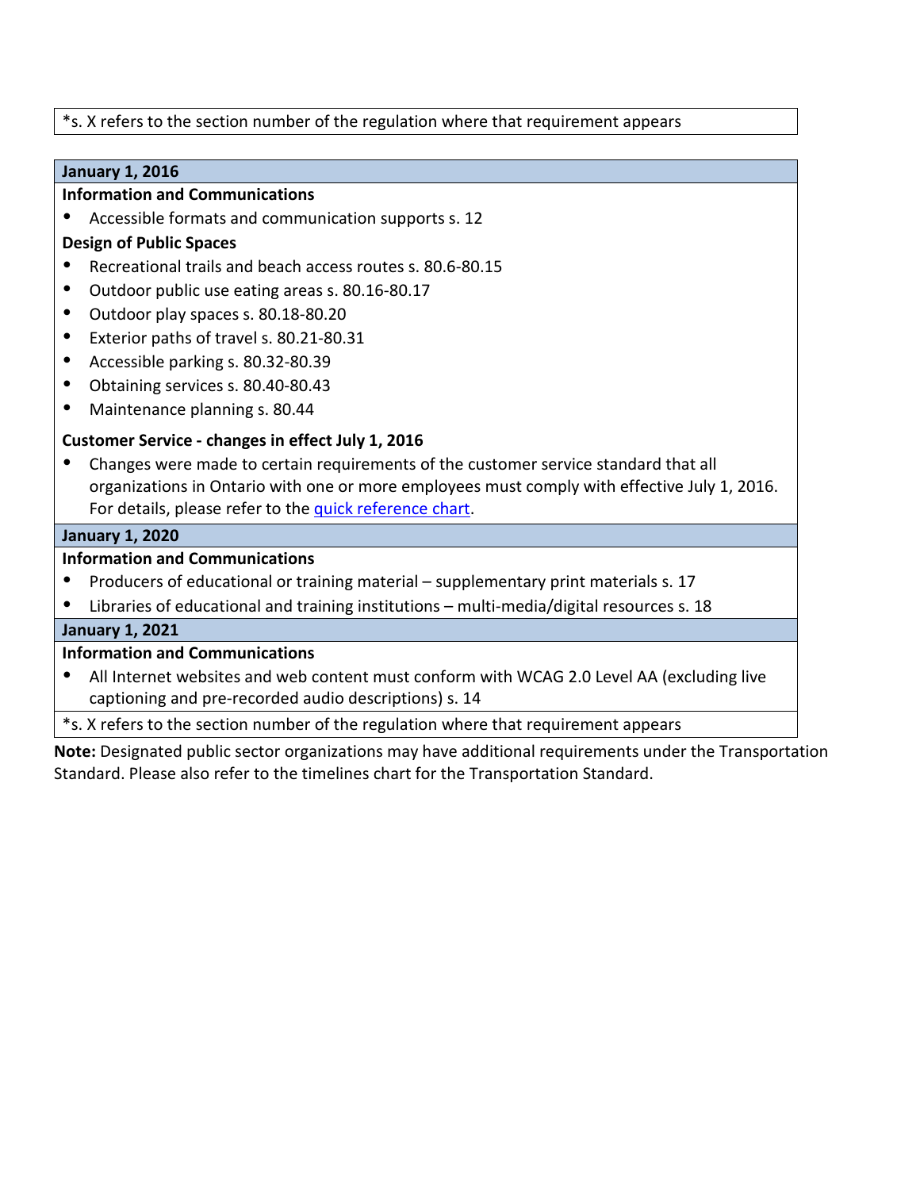*s. X refers to the section number of the regulation where that requirement appears

**January 1, 2016**

**Information and Communications**

- Accessible formats and communication supports s. 12

**Design of Public Spaces**

- Recreational trails and beach access routes s. 80.6-80.15
- Outdoor public use eating areas s. 80.16-80.17
- Outdoor play spaces s. 80.18-80.20
- Exterior paths of travel s. 80.21-80.31
- Accessible parking s. 80.32-80.39
- Obtaining services s. 80.40-80.43
- Maintenance planning s. 80.44

**Customer Service - changes in effect July 1, 2016**

- Changes were made to certain requirements of the customer service standard that all organizations in Ontario with one or more employees must comply with effective July 1, 2016. For details, please refer to the quick reference chart.

**January 1, 2020**

**Information and Communications**

- Producers of educational or training material – supplementary print materials s. 17
- Libraries of educational and training institutions – multi-media/digital resources s. 18

**January 1, 2021**

**Information and Communications**

- All Internet websites and web content must conform with WCAG 2.0 Level AA (excluding live captioning and pre-recorded audio descriptions) s. 14

*s. X refers to the section number of the regulation where that requirement appears

**Note:** Designated public sector organizations may have additional requirements under the Transportation Standard. Please also refer to the timelines chart for the Transportation Standard.